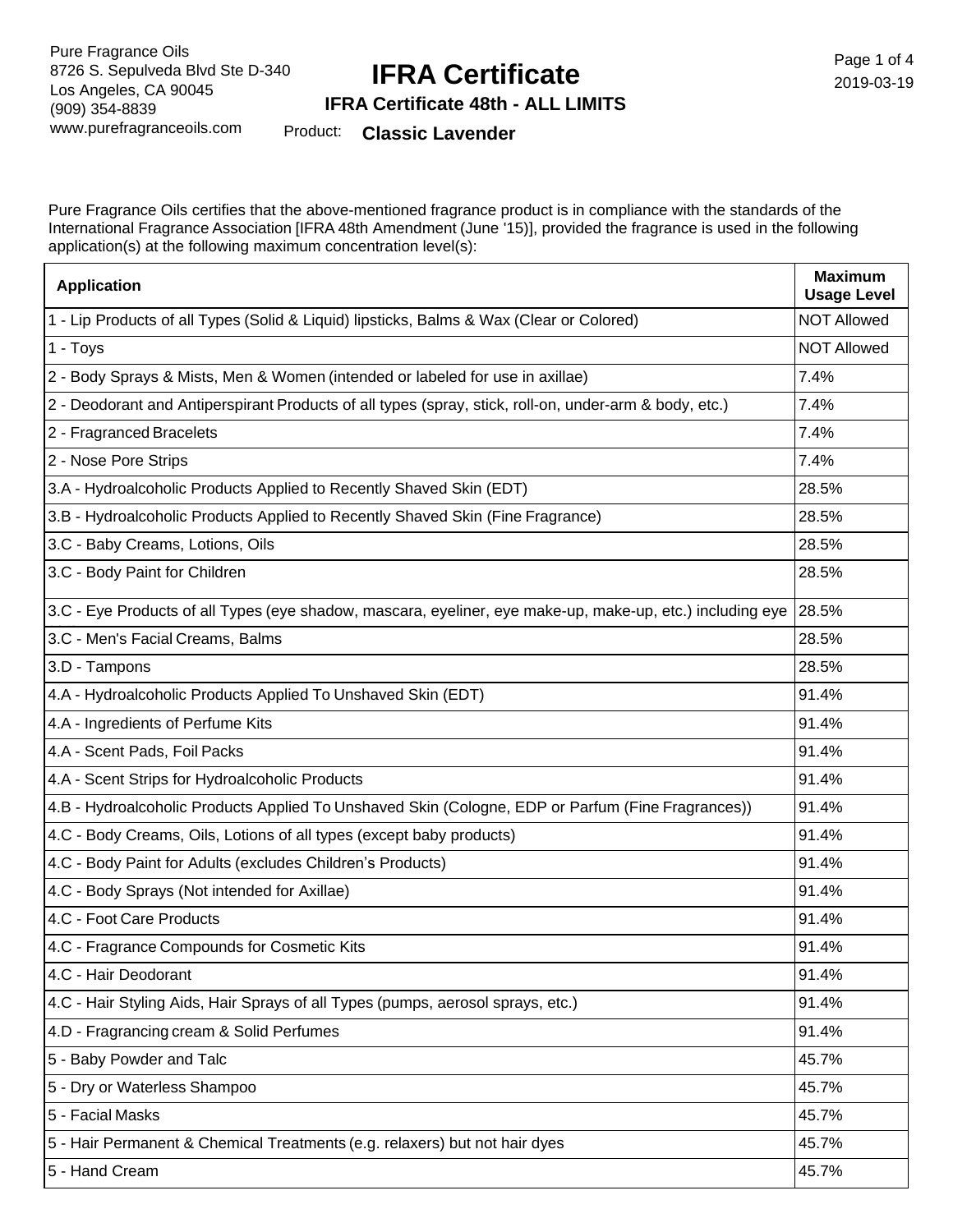Pure Fragrance Oils
8726 S. Sepulveda Blvd Ste D-340
Los Angeles, CA 90045
(909) 354-8839
www.purefragranceoils.com

2019-03-19

# IFRA Certificate

## IFRA Certificate 48th - ALL LIMITS

Product: **Classic Lavender**

Pure Fragrance Oils certifies that the above-mentioned fragrance product is in compliance with the standards of the International Fragrance Association [IFRA 48th Amendment (June '15)], provided the fragrance is used in the following application(s) at the following maximum concentration level(s):

| Application | Maximum Usage Level |
|---|---|
| 1 - Lip Products of all Types (Solid & Liquid) lipsticks, Balms & Wax (Clear or Colored) | NOT Allowed |
| 1 - Toys | NOT Allowed |
| 2 - Body Sprays & Mists, Men & Women (intended or labeled for use in axillae) | 7.4% |
| 2 - Deodorant and Antiperspirant Products of all types (spray, stick, roll-on, under-arm & body, etc.) | 7.4% |
| 2 - Fragranced Bracelets | 7.4% |
| 2 - Nose Pore Strips | 7.4% |
| 3.A - Hydroalcoholic Products Applied to Recently Shaved Skin (EDT) | 28.5% |
| 3.B - Hydroalcoholic Products Applied to Recently Shaved Skin (Fine Fragrance) | 28.5% |
| 3.C - Baby Creams, Lotions, Oils | 28.5% |
| 3.C - Body Paint for Children | 28.5% |
| 3.C - Eye Products of all Types (eye shadow, mascara, eyeliner, eye make-up, make-up, etc.) including eye | 28.5% |
| 3.C - Men's Facial Creams, Balms | 28.5% |
| 3.D - Tampons | 28.5% |
| 4.A - Hydroalcoholic Products Applied To Unshaved Skin (EDT) | 91.4% |
| 4.A - Ingredients of Perfume Kits | 91.4% |
| 4.A - Scent Pads, Foil Packs | 91.4% |
| 4.A - Scent Strips for Hydroalcoholic Products | 91.4% |
| 4.B - Hydroalcoholic Products Applied To Unshaved Skin (Cologne, EDP or Parfum (Fine Fragrances)) | 91.4% |
| 4.C - Body Creams, Oils, Lotions of all types (except baby products) | 91.4% |
| 4.C - Body Paint for Adults (excludes Children's Products) | 91.4% |
| 4.C - Body Sprays (Not intended for Axillae) | 91.4% |
| 4.C - Foot Care Products | 91.4% |
| 4.C - Fragrance Compounds for Cosmetic Kits | 91.4% |
| 4.C - Hair Deodorant | 91.4% |
| 4.C - Hair Styling Aids, Hair Sprays of all Types (pumps, aerosol sprays, etc.) | 91.4% |
| 4.D - Fragrancing cream & Solid Perfumes | 91.4% |
| 5 - Baby Powder and Talc | 45.7% |
| 5 - Dry or Waterless Shampoo | 45.7% |
| 5 - Facial Masks | 45.7% |
| 5 - Hair Permanent & Chemical Treatments (e.g. relaxers) but not hair dyes | 45.7% |
| 5 - Hand Cream | 45.7% |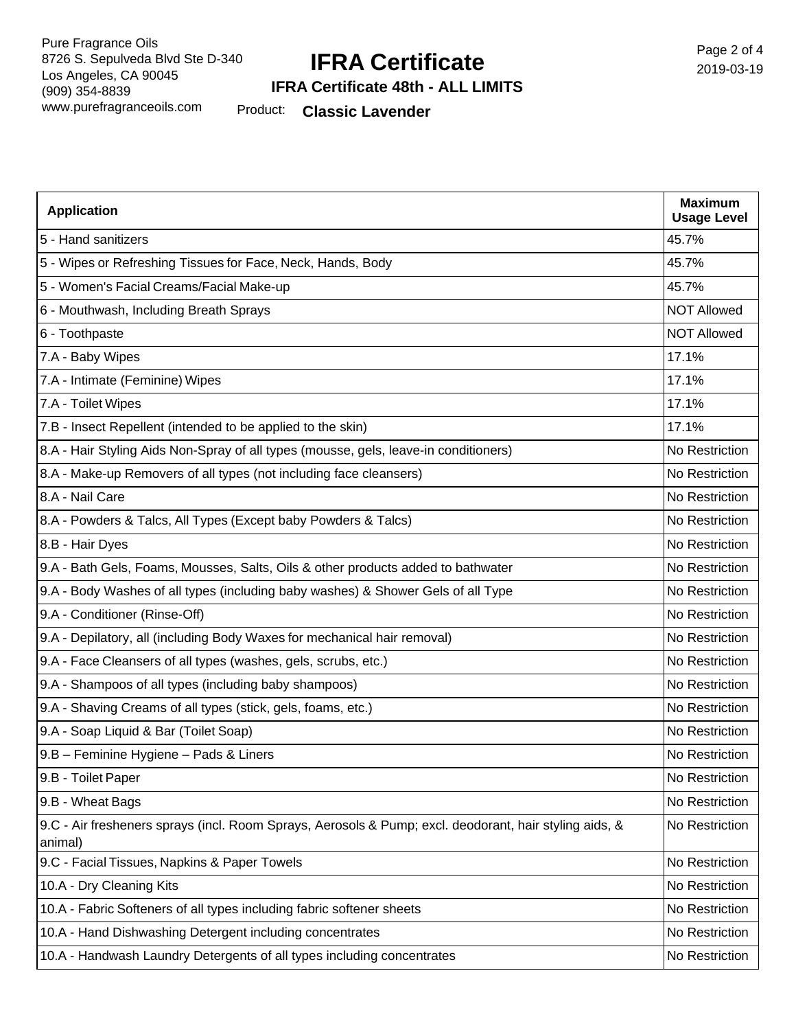| Application | Maximum Usage Level |
| --- | --- |
| 5 - Hand sanitizers | 45.7% |
| 5 - Wipes or Refreshing Tissues for Face, Neck, Hands, Body | 45.7% |
| 5 - Women's Facial Creams/Facial Make-up | 45.7% |
| 6 - Mouthwash, Including Breath Sprays | NOT Allowed |
| 6 - Toothpaste | NOT Allowed |
| 7.A - Baby Wipes | 17.1% |
| 7.A - Intimate (Feminine) Wipes | 17.1% |
| 7.A - Toilet Wipes | 17.1% |
| 7.B - Insect Repellent (intended to be applied to the skin) | 17.1% |
| 8.A - Hair Styling Aids Non-Spray of all types (mousse, gels, leave-in conditioners) | No Restriction |
| 8.A - Make-up Removers of all types (not including face cleansers) | No Restriction |
| 8.A - Nail Care | No Restriction |
| 8.A - Powders & Talcs, All Types (Except baby Powders & Talcs) | No Restriction |
| 8.B - Hair Dyes | No Restriction |
| 9.A - Bath Gels, Foams, Mousses, Salts, Oils & other products added to bathwater | No Restriction |
| 9.A - Body Washes of all types (including baby washes) & Shower Gels of all Type | No Restriction |
| 9.A - Conditioner (Rinse-Off) | No Restriction |
| 9.A - Depilatory, all (including Body Waxes for mechanical hair removal) | No Restriction |
| 9.A - Face Cleansers of all types (washes, gels, scrubs, etc.) | No Restriction |
| 9.A - Shampoos of all types (including baby shampoos) | No Restriction |
| 9.A - Shaving Creams of all types (stick, gels, foams, etc.) | No Restriction |
| 9.A - Soap Liquid & Bar (Toilet Soap) | No Restriction |
| 9.B – Feminine Hygiene – Pads & Liners | No Restriction |
| 9.B - Toilet Paper | No Restriction |
| 9.B - Wheat Bags | No Restriction |
| 9.C - Air fresheners sprays (incl. Room Sprays, Aerosols & Pump; excl. deodorant, hair styling aids, & animal) | No Restriction |
| 9.C - Facial Tissues, Napkins & Paper Towels | No Restriction |
| 10.A - Dry Cleaning Kits | No Restriction |
| 10.A - Fabric Softeners of all types including fabric softener sheets | No Restriction |
| 10.A - Hand Dishwashing Detergent including concentrates | No Restriction |
| 10.A - Handwash Laundry Detergents of all types including concentrates | No Restriction |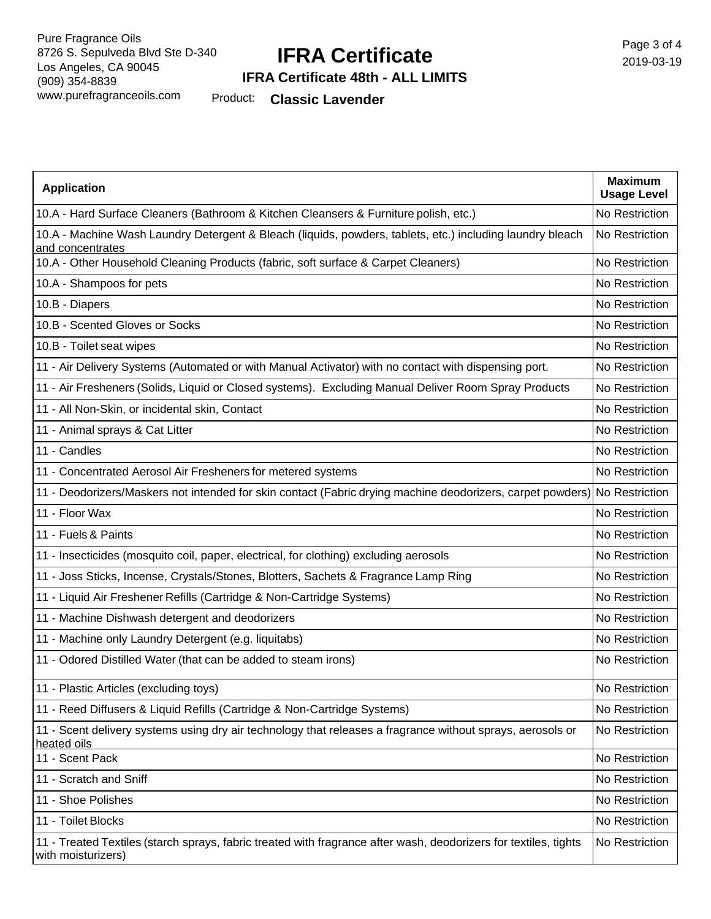# IFRA Certificate

**IFRA Certificate 48th - ALL LIMITS**

Product: **Classic Lavender**

Pure Fragrance Oils
8726 S. Sepulveda Blvd Ste D-340
Los Angeles, CA 90045
(909) 354-8839
www.purefragranceoils.com

2019-03-19

| Application | Maximum Usage Level |
|---|---|
| 10.A - Hard Surface Cleaners (Bathroom & Kitchen Cleansers & Furniture polish, etc.) | No Restriction |
| 10.A - Machine Wash Laundry Detergent & Bleach (liquids, powders, tablets, etc.) including laundry bleach and concentrates | No Restriction |
| 10.A - Other Household Cleaning Products (fabric, soft surface & Carpet Cleaners) | No Restriction |
| 10.A - Shampoos for pets | No Restriction |
| 10.B - Diapers | No Restriction |
| 10.B - Scented Gloves or Socks | No Restriction |
| 10.B - Toilet seat wipes | No Restriction |
| 11 - Air Delivery Systems (Automated or with Manual Activator) with no contact with dispensing port. | No Restriction |
| 11 - Air Fresheners (Solids, Liquid or Closed systems). Excluding Manual Deliver Room Spray Products | No Restriction |
| 11 - All Non-Skin, or incidental skin, Contact | No Restriction |
| 11 - Animal sprays & Cat Litter | No Restriction |
| 11 - Candles | No Restriction |
| 11 - Concentrated Aerosol Air Fresheners for metered systems | No Restriction |
| 11 - Deodorizers/Maskers not intended for skin contact (Fabric drying machine deodorizers, carpet powders) | No Restriction |
| 11 - Floor Wax | No Restriction |
| 11 - Fuels & Paints | No Restriction |
| 11 - Insecticides (mosquito coil, paper, electrical, for clothing) excluding aerosols | No Restriction |
| 11 - Joss Sticks, Incense, Crystals/Stones, Blotters, Sachets & Fragrance Lamp Ring | No Restriction |
| 11 - Liquid Air Freshener Refills (Cartridge & Non-Cartridge Systems) | No Restriction |
| 11 - Machine Dishwash detergent and deodorizers | No Restriction |
| 11 - Machine only Laundry Detergent (e.g. liquitabs) | No Restriction |
| 11 - Odored Distilled Water (that can be added to steam irons) | No Restriction |
| 11 - Plastic Articles (excluding toys) | No Restriction |
| 11 - Reed Diffusers & Liquid Refills (Cartridge & Non-Cartridge Systems) | No Restriction |
| 11 - Scent delivery systems using dry air technology that releases a fragrance without sprays, aerosols or heated oils | No Restriction |
| 11 - Scent Pack | No Restriction |
| 11 - Scratch and Sniff | No Restriction |
| 11 - Shoe Polishes | No Restriction |
| 11 - Toilet Blocks | No Restriction |
| 11 - Treated Textiles (starch sprays, fabric treated with fragrance after wash, deodorizers for textiles, tights with moisturizers) | No Restriction |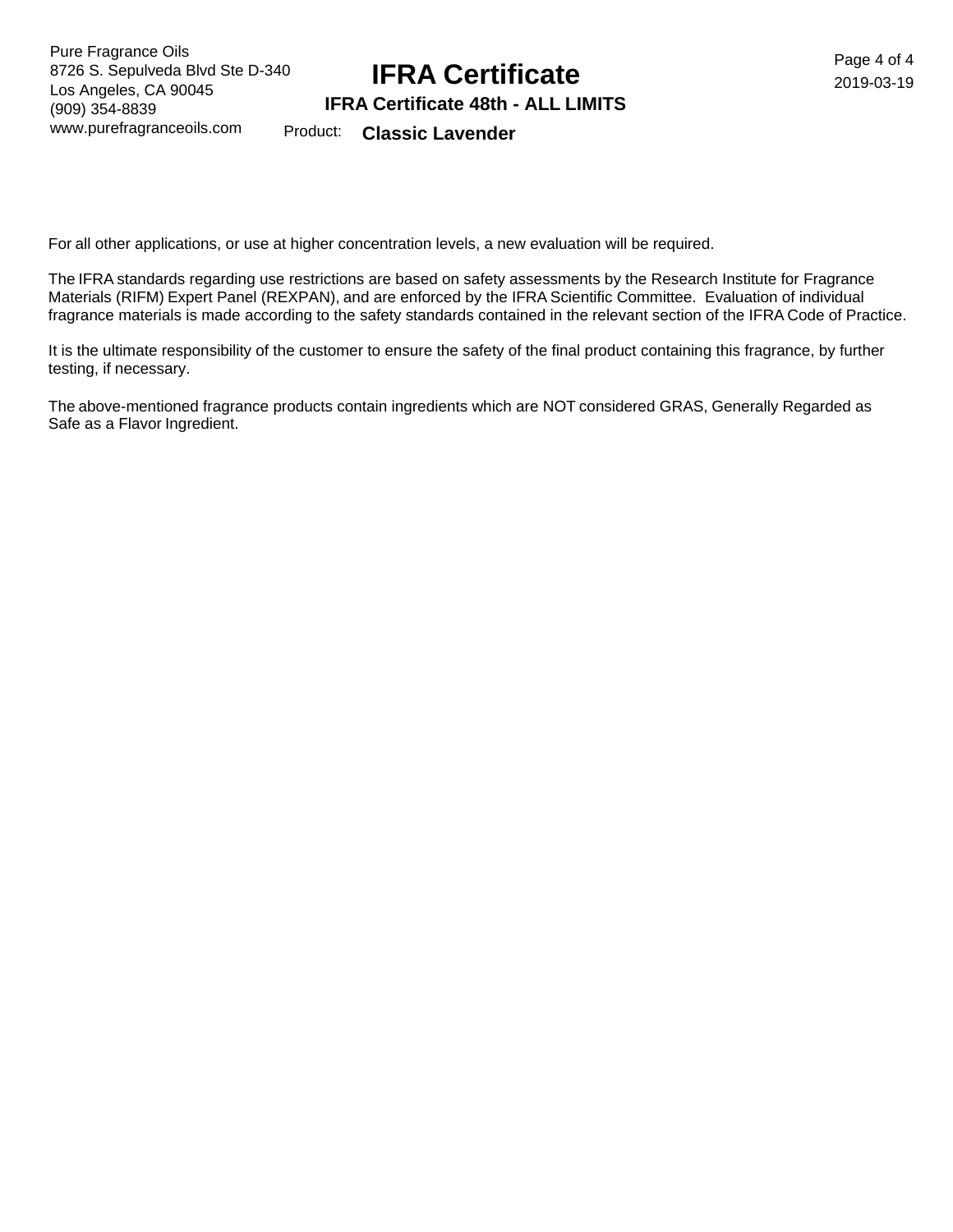For all other applications, or use at higher concentration levels, a new evaluation will be required.

The IFRA standards regarding use restrictions are based on safety assessments by the Research Institute for Fragrance Materials (RIFM) Expert Panel (REXPAN), and are enforced by the IFRA Scientific Committee. Evaluation of individual fragrance materials is made according to the safety standards contained in the relevant section of the IFRA Code of Practice.

It is the ultimate responsibility of the customer to ensure the safety of the final product containing this fragrance, by further testing, if necessary.

The above-mentioned fragrance products contain ingredients which are NOT considered GRAS, Generally Regarded as Safe as a Flavor Ingredient.